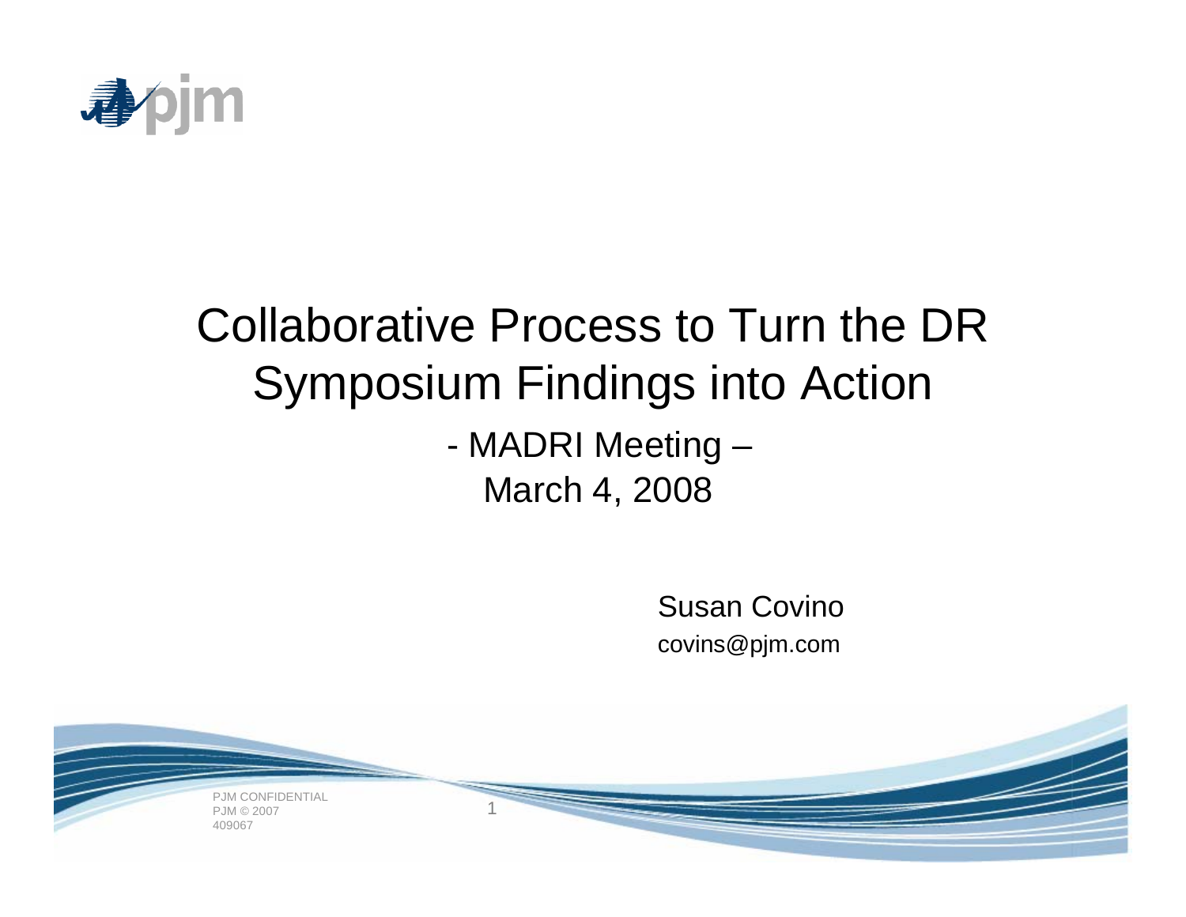# Collaborative Process to Turn the DR Symposium Findings into Action

## - MADRI Meeting –
## March 4, 2008

Susan Covino
covins@pjm.com

PJM CONFIDENTIAL
PJM © 2007
409067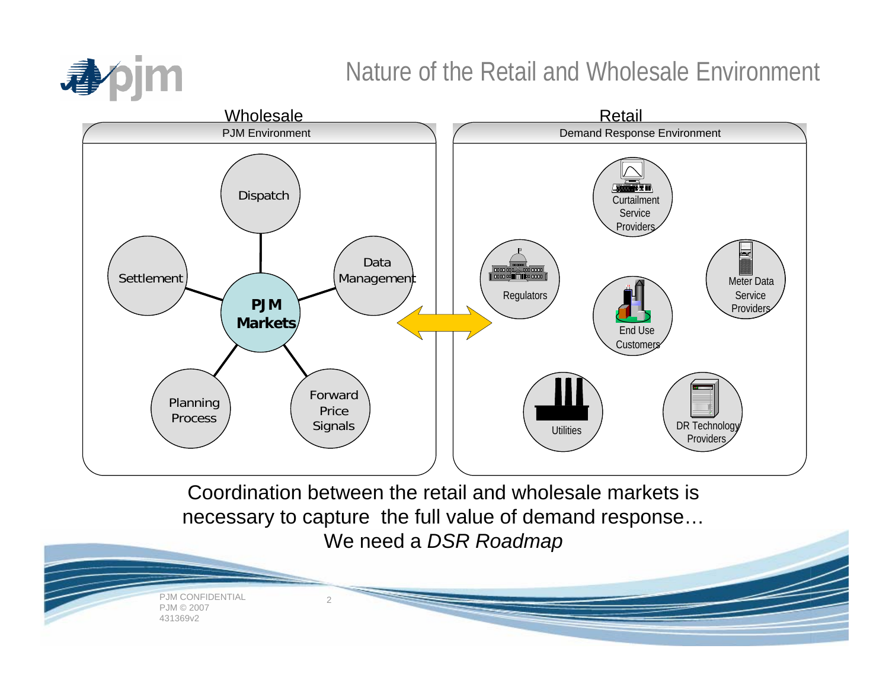# Nature of the Retail and Wholesale Environment

**Wholesale** — PJM Environment

- PJM Markets
  - Dispatch
  - Data Management
  - Forward Price Signals
  - Planning Process
  - Settlement

**Retail** — Demand Response Environment

- Curtailment Service Providers
- Regulators
- Meter Data Service Providers
- End Use Customers
- Utilities
- DR Technology Providers

Coordination between the retail and wholesale markets is necessary to capture the full value of demand response… We need a *DSR Roadmap*

PJM CONFIDENTIAL
PJM © 2007
431369v2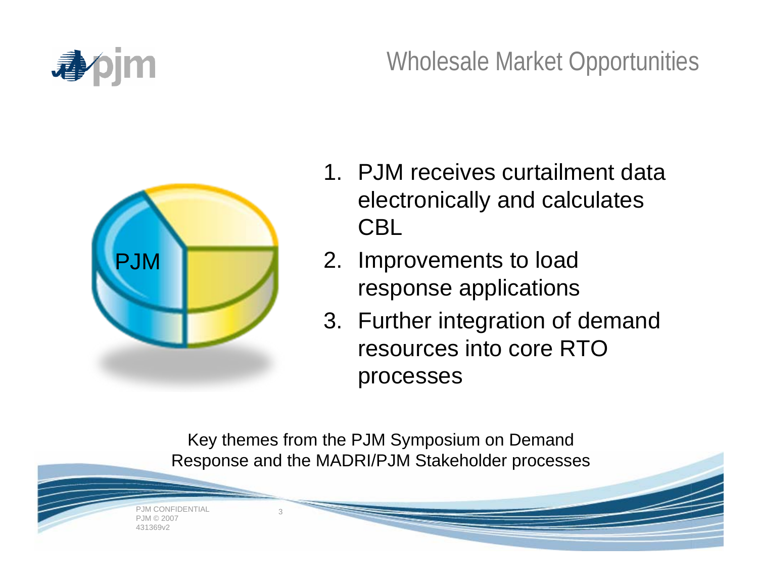# Wholesale Market Opportunities

PJM

1. PJM receives curtailment data electronically and calculates CBL
2. Improvements to load response applications
3. Further integration of demand resources into core RTO processes

Key themes from the PJM Symposium on Demand Response and the MADRI/PJM Stakeholder processes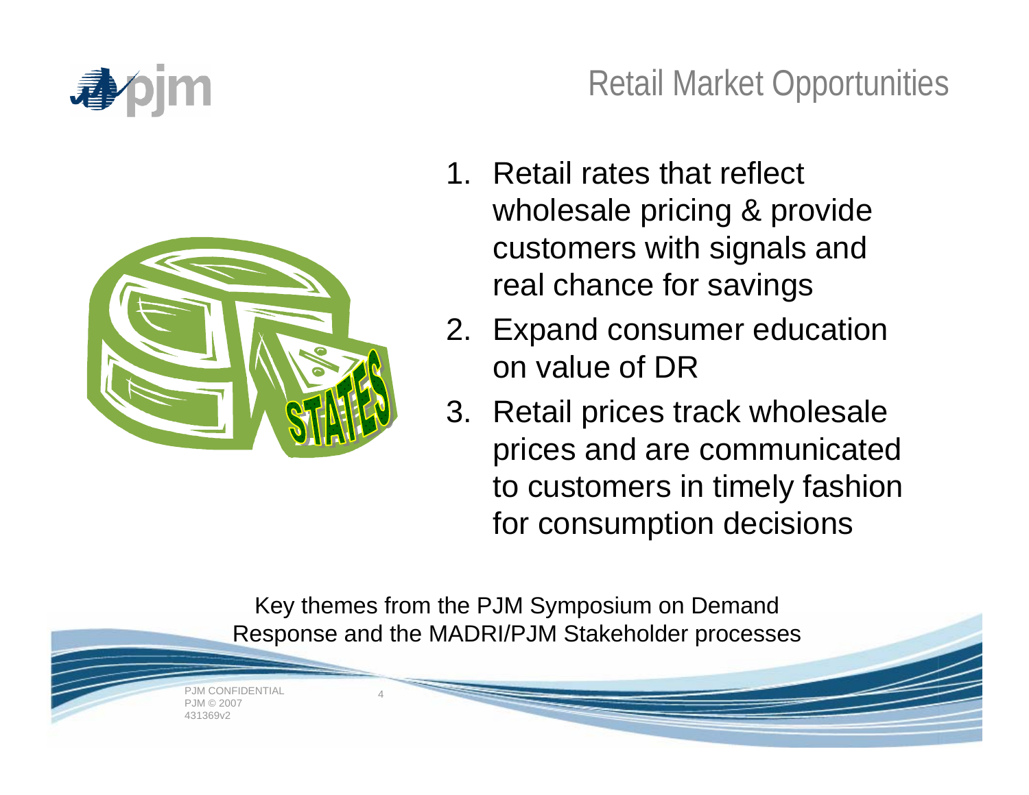# Retail Market Opportunities

1. Retail rates that reflect wholesale pricing & provide customers with signals and real chance for savings
2. Expand consumer education on value of DR
3. Retail prices track wholesale prices and are communicated to customers in timely fashion for consumption decisions

Key themes from the PJM Symposium on Demand Response and the MADRI/PJM Stakeholder processes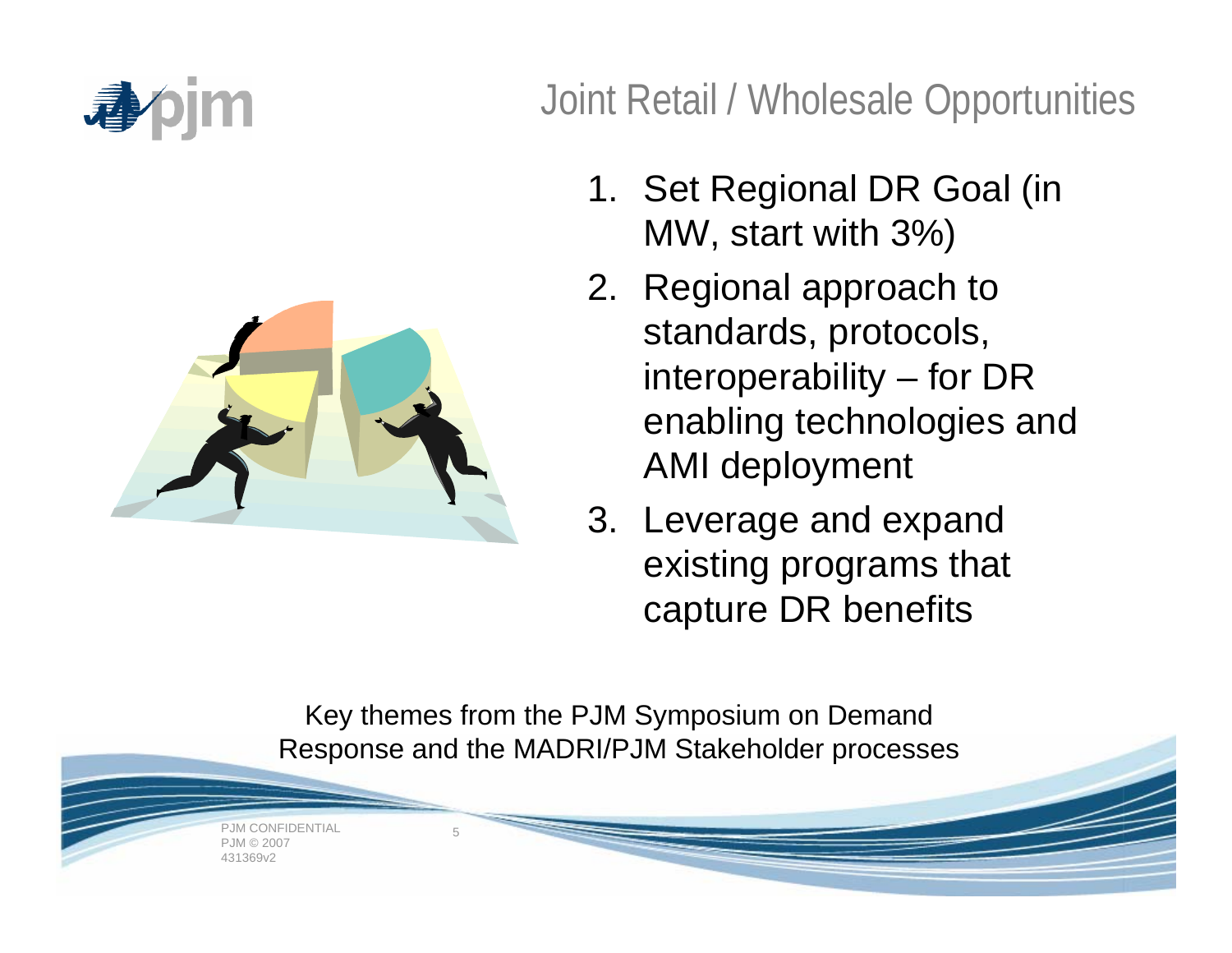# Joint Retail / Wholesale Opportunities

1. Set Regional DR Goal (in MW, start with 3%)
2. Regional approach to standards, protocols, interoperability – for DR enabling technologies and AMI deployment
3. Leverage and expand existing programs that capture DR benefits

Key themes from the PJM Symposium on Demand Response and the MADRI/PJM Stakeholder processes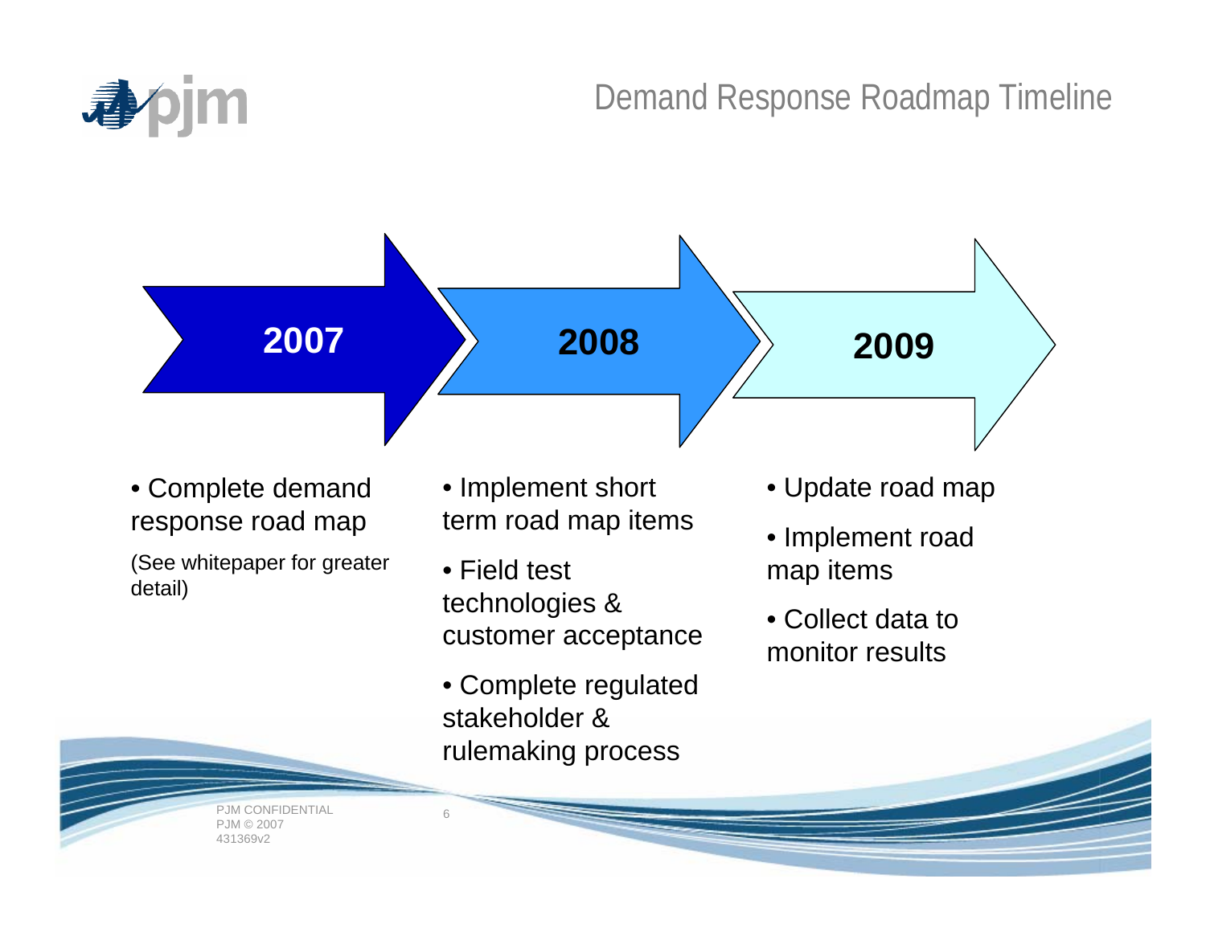# Demand Response Roadmap Timeline

## 2007

- Complete demand response road map

(See whitepaper for greater detail)

## 2008

- Implement short term road map items
- Field test technologies & customer acceptance
- Complete regulated stakeholder & rulemaking process

## 2009

- Update road map
- Implement road map items
- Collect data to monitor results

PJM CONFIDENTIAL
PJM © 2007
431369v2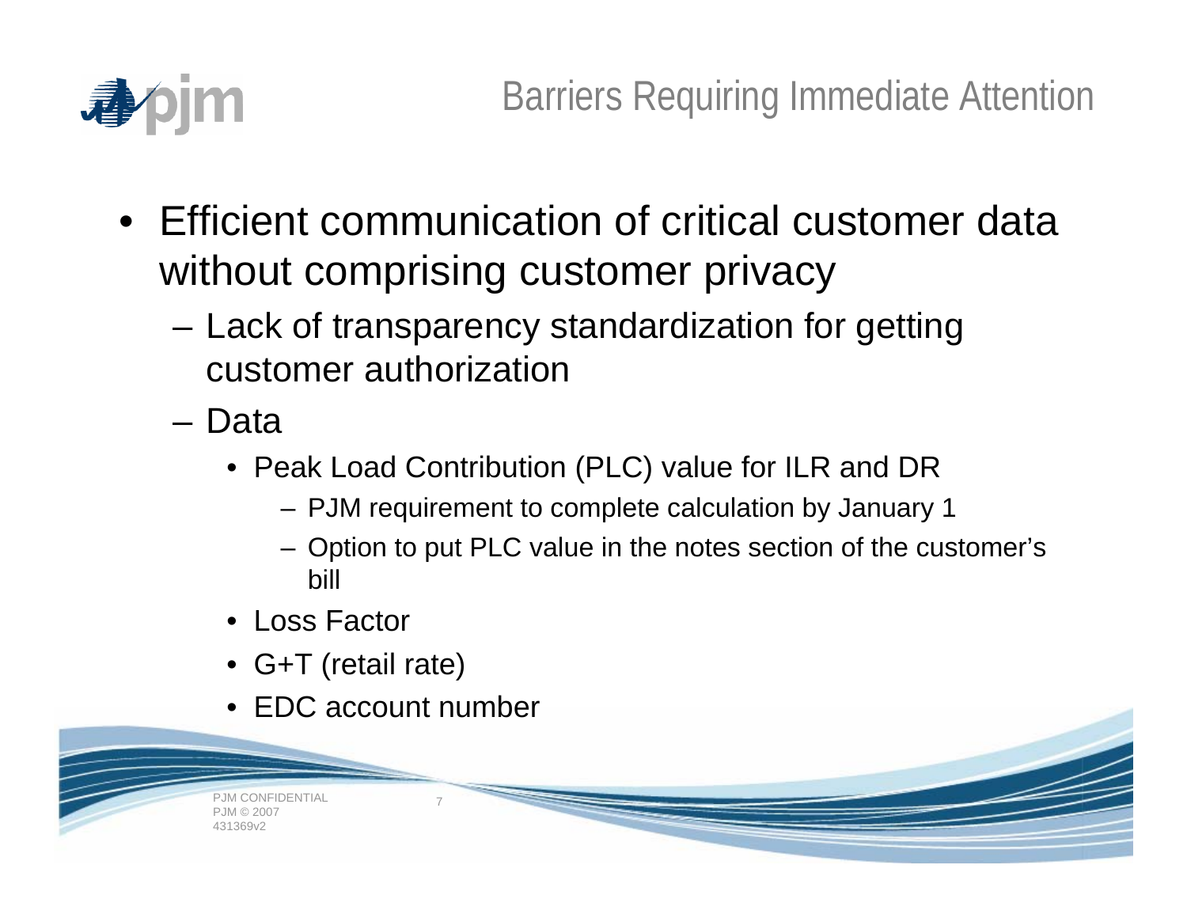# Barriers Requiring Immediate Attention

- Efficient communication of critical customer data without comprising customer privacy
  - Lack of transparency standardization for getting customer authorization
  - Data
    - Peak Load Contribution (PLC) value for ILR and DR
      - PJM requirement to complete calculation by January 1
      - Option to put PLC value in the notes section of the customer's bill
    - Loss Factor
    - G+T (retail rate)
    - EDC account number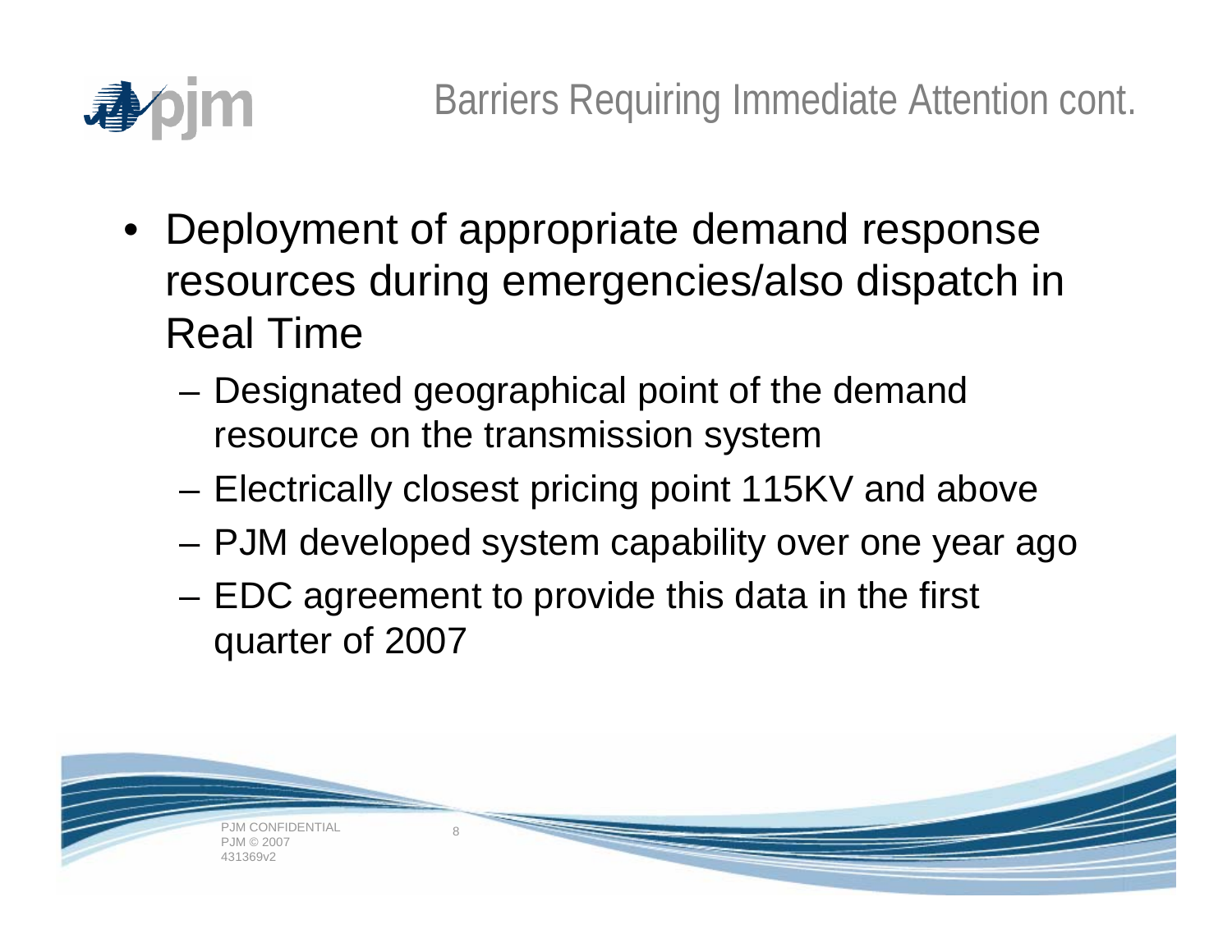# Barriers Requiring Immediate Attention cont.

- Deployment of appropriate demand response resources during emergencies/also dispatch in Real Time
  - Designated geographical point of the demand resource on the transmission system
  - Electrically closest pricing point 115KV and above
  - PJM developed system capability over one year ago
  - EDC agreement to provide this data in the first quarter of 2007